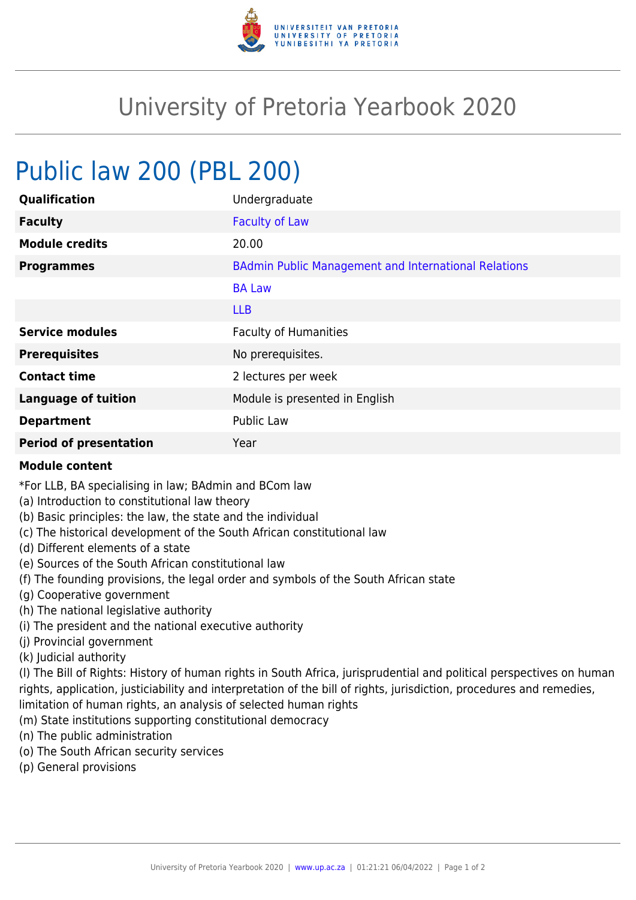# University of Pretoria Yearbook 2020

## Public law 200 (PBL 200)

| | |
|---|---|
| **Qualification** | Undergraduate |
| **Faculty** | Faculty of Law |
| **Module credits** | 20.00 |
| **Programmes** | BAdmin Public Management and International Relations |
| | BA Law |
| | LLB |
| **Service modules** | Faculty of Humanities |
| **Prerequisites** | No prerequisites. |
| **Contact time** | 2 lectures per week |
| **Language of tuition** | Module is presented in English |
| **Department** | Public Law |
| **Period of presentation** | Year |

**Module content**

*For LLB, BA specialising in law; BAdmin and BCom law
(a) Introduction to constitutional law theory
(b) Basic principles: the law, the state and the individual
(c) The historical development of the South African constitutional law
(d) Different elements of a state
(e) Sources of the South African constitutional law
(f) The founding provisions, the legal order and symbols of the South African state
(g) Cooperative government
(h) The national legislative authority
(i) The president and the national executive authority
(j) Provincial government
(k) Judicial authority
(l) The Bill of Rights: History of human rights in South Africa, jurisprudential and political perspectives on human rights, application, justiciability and interpretation of the bill of rights, jurisdiction, procedures and remedies, limitation of human rights, an analysis of selected human rights
(m) State institutions supporting constitutional democracy
(n) The public administration
(o) The South African security services
(p) General provisions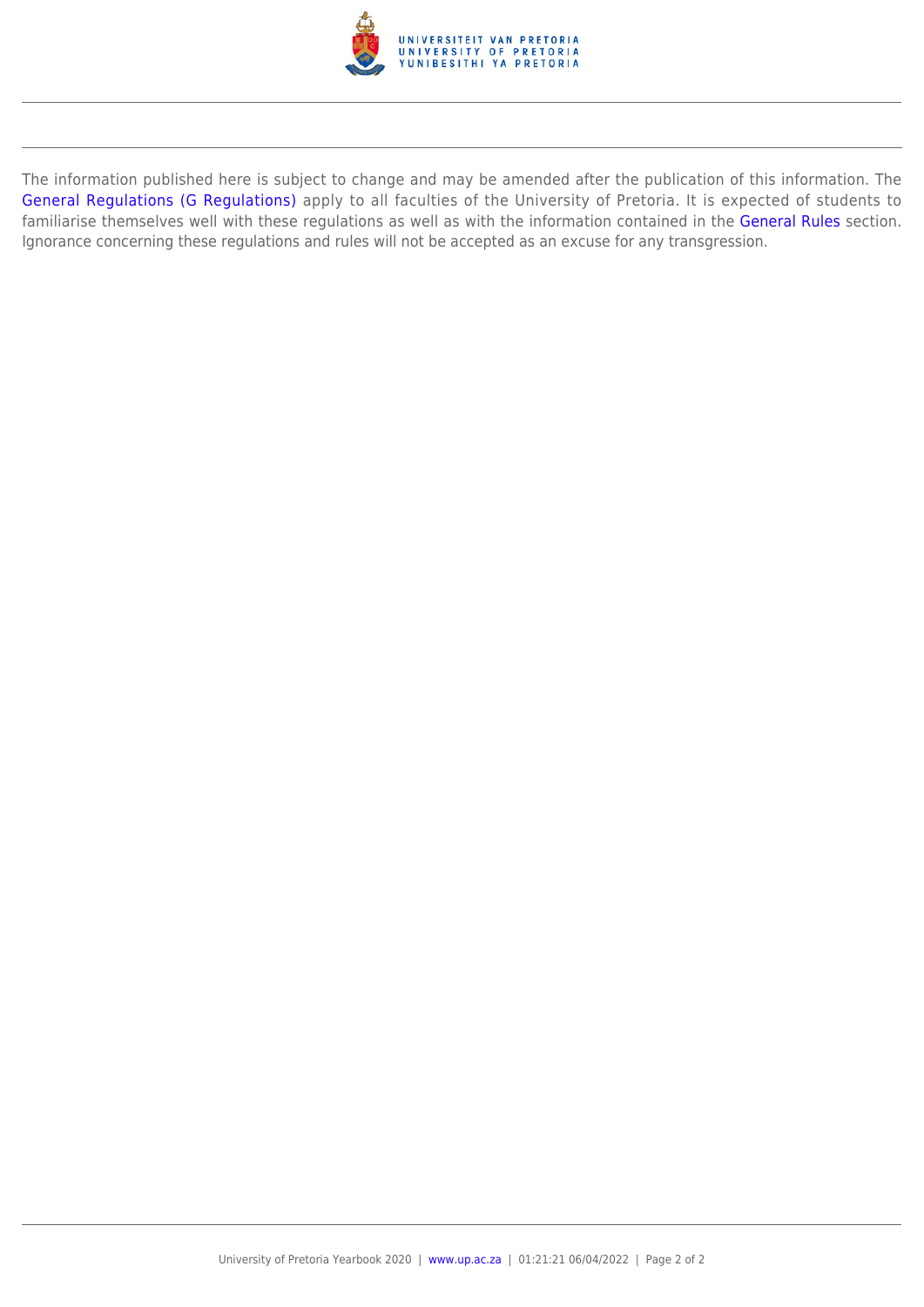The information published here is subject to change and may be amended after the publication of this information. The General Regulations (G Regulations) apply to all faculties of the University of Pretoria. It is expected of students to familiarise themselves well with these regulations as well as with the information contained in the General Rules section. Ignorance concerning these regulations and rules will not be accepted as an excuse for any transgression.